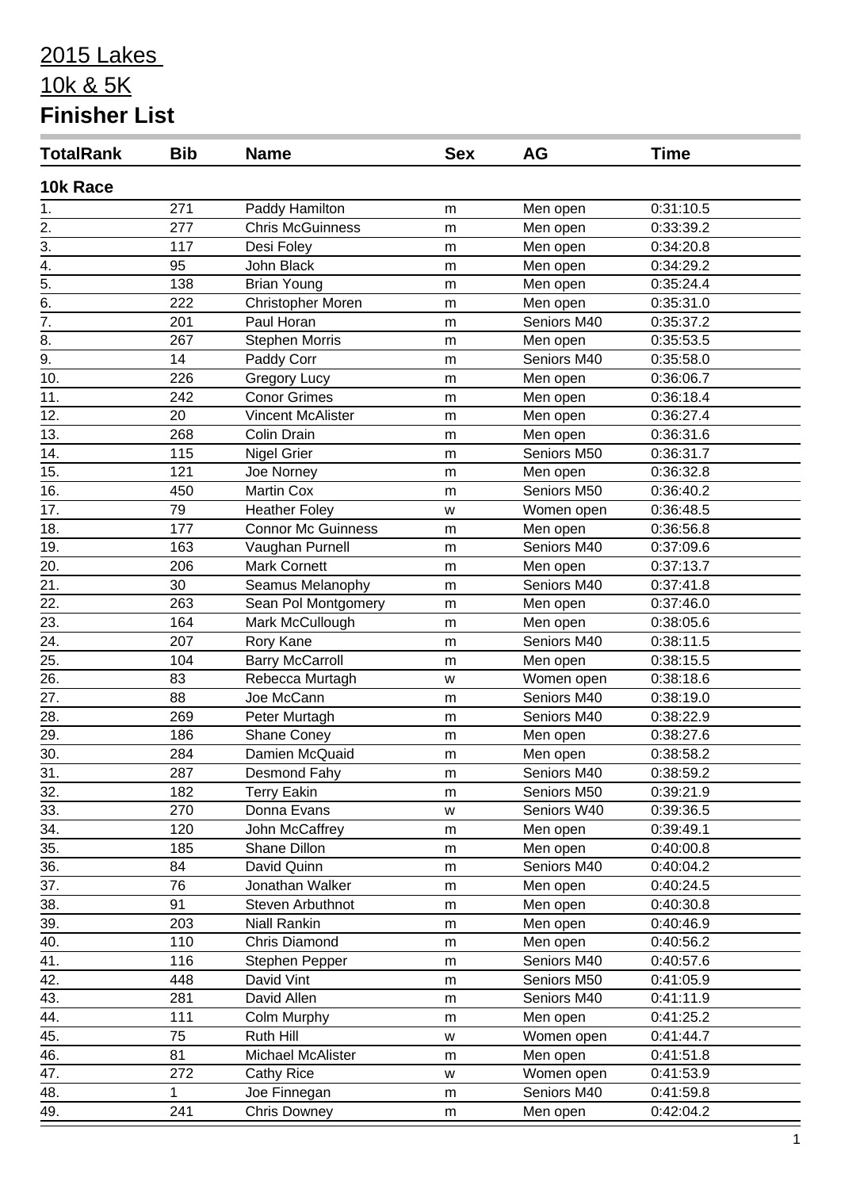# 2015 Lakes

# 10k & 5K

# Finisher List

| TotalRank | Bib | Name | Sex | AG | Time |
|---|---|---|---|---|---|
| **10k Race** | | | | | |
| 1. | 271 | Paddy Hamilton | m | Men open | 0:31:10.5 |
| 2. | 277 | Chris McGuinness | m | Men open | 0:33:39.2 |
| 3. | 117 | Desi Foley | m | Men open | 0:34:20.8 |
| 4. | 95 | John Black | m | Men open | 0:34:29.2 |
| 5. | 138 | Brian Young | m | Men open | 0:35:24.4 |
| 6. | 222 | Christopher Moren | m | Men open | 0:35:31.0 |
| 7. | 201 | Paul Horan | m | Seniors M40 | 0:35:37.2 |
| 8. | 267 | Stephen Morris | m | Men open | 0:35:53.5 |
| 9. | 14 | Paddy Corr | m | Seniors M40 | 0:35:58.0 |
| 10. | 226 | Gregory Lucy | m | Men open | 0:36:06.7 |
| 11. | 242 | Conor Grimes | m | Men open | 0:36:18.4 |
| 12. | 20 | Vincent McAlister | m | Men open | 0:36:27.4 |
| 13. | 268 | Colin Drain | m | Men open | 0:36:31.6 |
| 14. | 115 | Nigel Grier | m | Seniors M50 | 0:36:31.7 |
| 15. | 121 | Joe Norney | m | Men open | 0:36:32.8 |
| 16. | 450 | Martin Cox | m | Seniors M50 | 0:36:40.2 |
| 17. | 79 | Heather Foley | w | Women open | 0:36:48.5 |
| 18. | 177 | Connor Mc Guinness | m | Men open | 0:36:56.8 |
| 19. | 163 | Vaughan Purnell | m | Seniors M40 | 0:37:09.6 |
| 20. | 206 | Mark Cornett | m | Men open | 0:37:13.7 |
| 21. | 30 | Seamus Melanophy | m | Seniors M40 | 0:37:41.8 |
| 22. | 263 | Sean Pol Montgomery | m | Men open | 0:37:46.0 |
| 23. | 164 | Mark McCullough | m | Men open | 0:38:05.6 |
| 24. | 207 | Rory Kane | m | Seniors M40 | 0:38:11.5 |
| 25. | 104 | Barry McCarroll | m | Men open | 0:38:15.5 |
| 26. | 83 | Rebecca Murtagh | w | Women open | 0:38:18.6 |
| 27. | 88 | Joe McCann | m | Seniors M40 | 0:38:19.0 |
| 28. | 269 | Peter Murtagh | m | Seniors M40 | 0:38:22.9 |
| 29. | 186 | Shane Coney | m | Men open | 0:38:27.6 |
| 30. | 284 | Damien McQuaid | m | Men open | 0:38:58.2 |
| 31. | 287 | Desmond Fahy | m | Seniors M40 | 0:38:59.2 |
| 32. | 182 | Terry Eakin | m | Seniors M50 | 0:39:21.9 |
| 33. | 270 | Donna Evans | w | Seniors W40 | 0:39:36.5 |
| 34. | 120 | John McCaffrey | m | Men open | 0:39:49.1 |
| 35. | 185 | Shane Dillon | m | Men open | 0:40:00.8 |
| 36. | 84 | David Quinn | m | Seniors M40 | 0:40:04.2 |
| 37. | 76 | Jonathan Walker | m | Men open | 0:40:24.5 |
| 38. | 91 | Steven Arbuthnot | m | Men open | 0:40:30.8 |
| 39. | 203 | Niall Rankin | m | Men open | 0:40:46.9 |
| 40. | 110 | Chris Diamond | m | Men open | 0:40:56.2 |
| 41. | 116 | Stephen Pepper | m | Seniors M40 | 0:40:57.6 |
| 42. | 448 | David Vint | m | Seniors M50 | 0:41:05.9 |
| 43. | 281 | David Allen | m | Seniors M40 | 0:41:11.9 |
| 44. | 111 | Colm Murphy | m | Men open | 0:41:25.2 |
| 45. | 75 | Ruth Hill | w | Women open | 0:41:44.7 |
| 46. | 81 | Michael McAlister | m | Men open | 0:41:51.8 |
| 47. | 272 | Cathy Rice | w | Women open | 0:41:53.9 |
| 48. | 1 | Joe Finnegan | m | Seniors M40 | 0:41:59.8 |
| 49. | 241 | Chris Downey | m | Men open | 0:42:04.2 |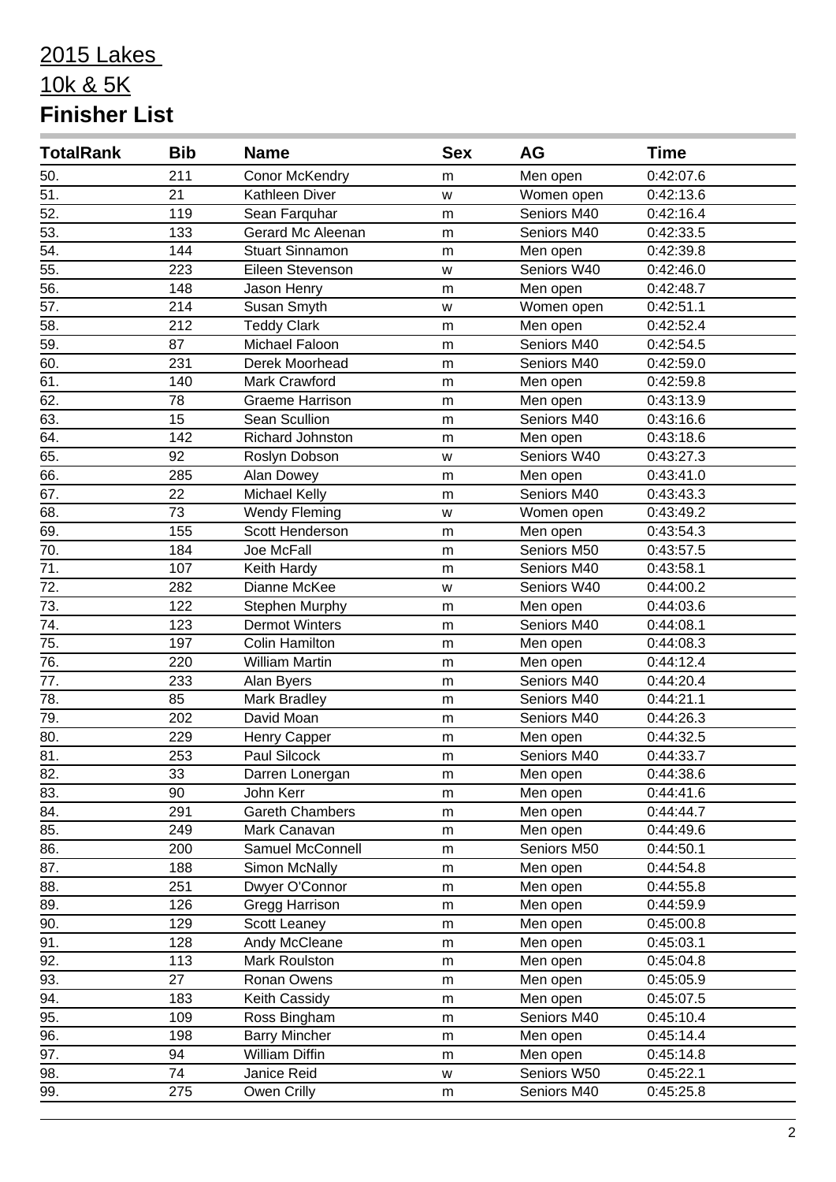# 2015 Lakes

# 10k & 5K

# Finisher List

| TotalRank | Bib | Name | Sex | AG | Time |
|---|---|---|---|---|---|
| 50. | 211 | Conor McKendry | m | Men open | 0:42:07.6 |
| 51. | 21 | Kathleen Diver | w | Women open | 0:42:13.6 |
| 52. | 119 | Sean Farquhar | m | Seniors M40 | 0:42:16.4 |
| 53. | 133 | Gerard Mc Aleenan | m | Seniors M40 | 0:42:33.5 |
| 54. | 144 | Stuart Sinnamon | m | Men open | 0:42:39.8 |
| 55. | 223 | Eileen Stevenson | w | Seniors W40 | 0:42:46.0 |
| 56. | 148 | Jason Henry | m | Men open | 0:42:48.7 |
| 57. | 214 | Susan Smyth | w | Women open | 0:42:51.1 |
| 58. | 212 | Teddy Clark | m | Men open | 0:42:52.4 |
| 59. | 87 | Michael Faloon | m | Seniors M40 | 0:42:54.5 |
| 60. | 231 | Derek Moorhead | m | Seniors M40 | 0:42:59.0 |
| 61. | 140 | Mark Crawford | m | Men open | 0:42:59.8 |
| 62. | 78 | Graeme Harrison | m | Men open | 0:43:13.9 |
| 63. | 15 | Sean Scullion | m | Seniors M40 | 0:43:16.6 |
| 64. | 142 | Richard Johnston | m | Men open | 0:43:18.6 |
| 65. | 92 | Roslyn Dobson | w | Seniors W40 | 0:43:27.3 |
| 66. | 285 | Alan Dowey | m | Men open | 0:43:41.0 |
| 67. | 22 | Michael Kelly | m | Seniors M40 | 0:43:43.3 |
| 68. | 73 | Wendy Fleming | w | Women open | 0:43:49.2 |
| 69. | 155 | Scott Henderson | m | Men open | 0:43:54.3 |
| 70. | 184 | Joe McFall | m | Seniors M50 | 0:43:57.5 |
| 71. | 107 | Keith Hardy | m | Seniors M40 | 0:43:58.1 |
| 72. | 282 | Dianne McKee | w | Seniors W40 | 0:44:00.2 |
| 73. | 122 | Stephen Murphy | m | Men open | 0:44:03.6 |
| 74. | 123 | Dermot Winters | m | Seniors M40 | 0:44:08.1 |
| 75. | 197 | Colin Hamilton | m | Men open | 0:44:08.3 |
| 76. | 220 | William Martin | m | Men open | 0:44:12.4 |
| 77. | 233 | Alan Byers | m | Seniors M40 | 0:44:20.4 |
| 78. | 85 | Mark Bradley | m | Seniors M40 | 0:44:21.1 |
| 79. | 202 | David Moan | m | Seniors M40 | 0:44:26.3 |
| 80. | 229 | Henry Capper | m | Men open | 0:44:32.5 |
| 81. | 253 | Paul Silcock | m | Seniors M40 | 0:44:33.7 |
| 82. | 33 | Darren Lonergan | m | Men open | 0:44:38.6 |
| 83. | 90 | John Kerr | m | Men open | 0:44:41.6 |
| 84. | 291 | Gareth Chambers | m | Men open | 0:44:44.7 |
| 85. | 249 | Mark Canavan | m | Men open | 0:44:49.6 |
| 86. | 200 | Samuel McConnell | m | Seniors M50 | 0:44:50.1 |
| 87. | 188 | Simon McNally | m | Men open | 0:44:54.8 |
| 88. | 251 | Dwyer O'Connor | m | Men open | 0:44:55.8 |
| 89. | 126 | Gregg Harrison | m | Men open | 0:44:59.9 |
| 90. | 129 | Scott Leaney | m | Men open | 0:45:00.8 |
| 91. | 128 | Andy McCleane | m | Men open | 0:45:03.1 |
| 92. | 113 | Mark Roulston | m | Men open | 0:45:04.8 |
| 93. | 27 | Ronan Owens | m | Men open | 0:45:05.9 |
| 94. | 183 | Keith Cassidy | m | Men open | 0:45:07.5 |
| 95. | 109 | Ross Bingham | m | Seniors M40 | 0:45:10.4 |
| 96. | 198 | Barry Mincher | m | Men open | 0:45:14.4 |
| 97. | 94 | William Diffin | m | Men open | 0:45:14.8 |
| 98. | 74 | Janice Reid | w | Seniors W50 | 0:45:22.1 |
| 99. | 275 | Owen Crilly | m | Seniors M40 | 0:45:25.8 |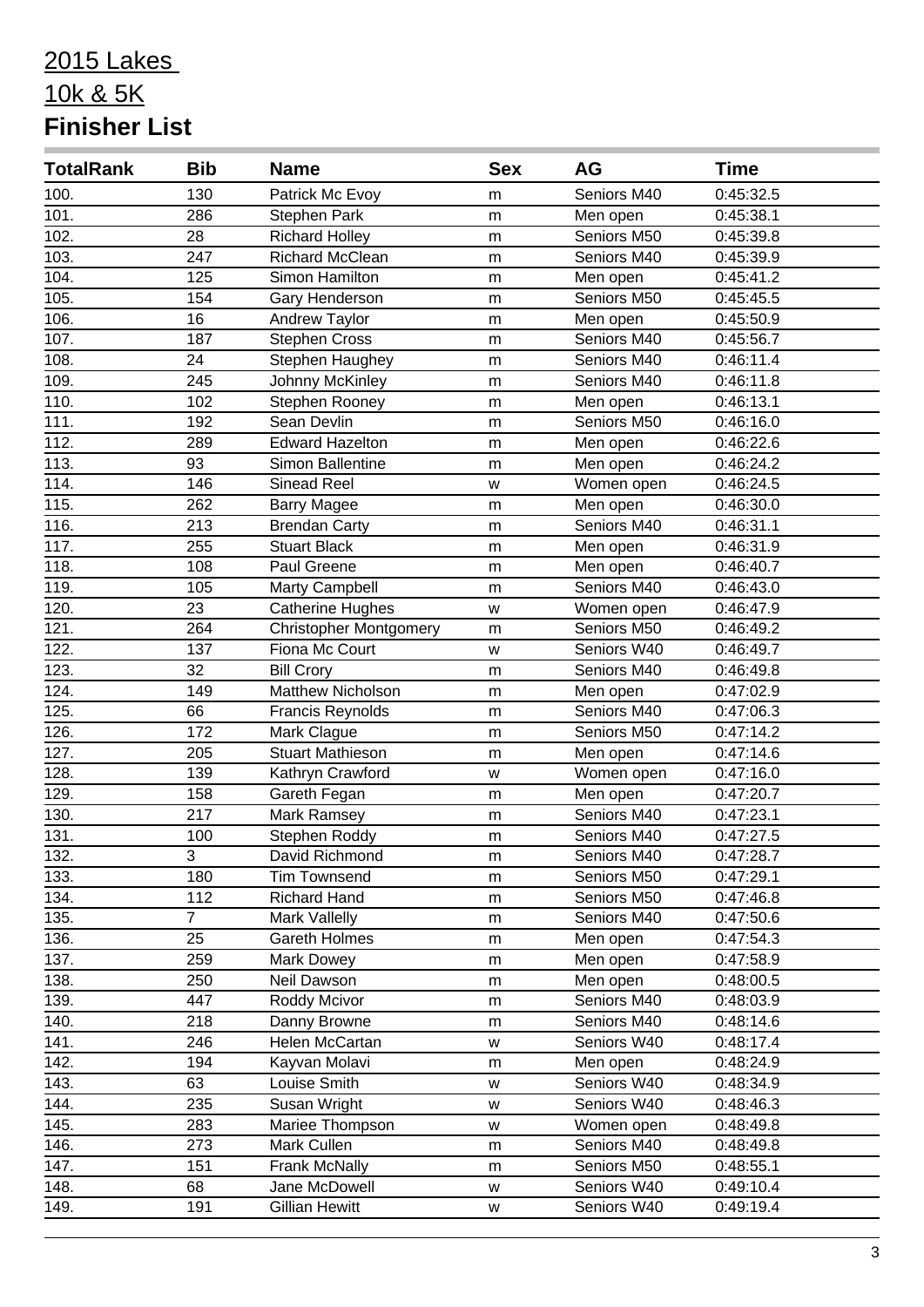# 2015 Lakes

# 10k & 5K

# Finisher List

| TotalRank | Bib | Name | Sex | AG | Time |
|---|---|---|---|---|---|
| 100. | 130 | Patrick Mc Evoy | m | Seniors M40 | 0:45:32.5 |
| 101. | 286 | Stephen Park | m | Men open | 0:45:38.1 |
| 102. | 28 | Richard Holley | m | Seniors M50 | 0:45:39.8 |
| 103. | 247 | Richard McClean | m | Seniors M40 | 0:45:39.9 |
| 104. | 125 | Simon Hamilton | m | Men open | 0:45:41.2 |
| 105. | 154 | Gary Henderson | m | Seniors M50 | 0:45:45.5 |
| 106. | 16 | Andrew Taylor | m | Men open | 0:45:50.9 |
| 107. | 187 | Stephen Cross | m | Seniors M40 | 0:45:56.7 |
| 108. | 24 | Stephen Haughey | m | Seniors M40 | 0:46:11.4 |
| 109. | 245 | Johnny McKinley | m | Seniors M40 | 0:46:11.8 |
| 110. | 102 | Stephen Rooney | m | Men open | 0:46:13.1 |
| 111. | 192 | Sean Devlin | m | Seniors M50 | 0:46:16.0 |
| 112. | 289 | Edward Hazelton | m | Men open | 0:46:22.6 |
| 113. | 93 | Simon Ballentine | m | Men open | 0:46:24.2 |
| 114. | 146 | Sinead Reel | w | Women open | 0:46:24.5 |
| 115. | 262 | Barry Magee | m | Men open | 0:46:30.0 |
| 116. | 213 | Brendan Carty | m | Seniors M40 | 0:46:31.1 |
| 117. | 255 | Stuart Black | m | Men open | 0:46:31.9 |
| 118. | 108 | Paul Greene | m | Men open | 0:46:40.7 |
| 119. | 105 | Marty Campbell | m | Seniors M40 | 0:46:43.0 |
| 120. | 23 | Catherine Hughes | w | Women open | 0:46:47.9 |
| 121. | 264 | Christopher Montgomery | m | Seniors M50 | 0:46:49.2 |
| 122. | 137 | Fiona Mc Court | w | Seniors W40 | 0:46:49.7 |
| 123. | 32 | Bill Crory | m | Seniors M40 | 0:46:49.8 |
| 124. | 149 | Matthew Nicholson | m | Men open | 0:47:02.9 |
| 125. | 66 | Francis Reynolds | m | Seniors M40 | 0:47:06.3 |
| 126. | 172 | Mark Clague | m | Seniors M50 | 0:47:14.2 |
| 127. | 205 | Stuart Mathieson | m | Men open | 0:47:14.6 |
| 128. | 139 | Kathryn Crawford | w | Women open | 0:47:16.0 |
| 129. | 158 | Gareth Fegan | m | Men open | 0:47:20.7 |
| 130. | 217 | Mark Ramsey | m | Seniors M40 | 0:47:23.1 |
| 131. | 100 | Stephen Roddy | m | Seniors M40 | 0:47:27.5 |
| 132. | 3 | David Richmond | m | Seniors M40 | 0:47:28.7 |
| 133. | 180 | Tim Townsend | m | Seniors M50 | 0:47:29.1 |
| 134. | 112 | Richard Hand | m | Seniors M50 | 0:47:46.8 |
| 135. | 7 | Mark Vallelly | m | Seniors M40 | 0:47:50.6 |
| 136. | 25 | Gareth Holmes | m | Men open | 0:47:54.3 |
| 137. | 259 | Mark Dowey | m | Men open | 0:47:58.9 |
| 138. | 250 | Neil Dawson | m | Men open | 0:48:00.5 |
| 139. | 447 | Roddy Mcivor | m | Seniors M40 | 0:48:03.9 |
| 140. | 218 | Danny Browne | m | Seniors M40 | 0:48:14.6 |
| 141. | 246 | Helen McCartan | w | Seniors W40 | 0:48:17.4 |
| 142. | 194 | Kayvan Molavi | m | Men open | 0:48:24.9 |
| 143. | 63 | Louise Smith | w | Seniors W40 | 0:48:34.9 |
| 144. | 235 | Susan Wright | w | Seniors W40 | 0:48:46.3 |
| 145. | 283 | Mariee Thompson | w | Women open | 0:48:49.8 |
| 146. | 273 | Mark Cullen | m | Seniors M40 | 0:48:49.8 |
| 147. | 151 | Frank McNally | m | Seniors M50 | 0:48:55.1 |
| 148. | 68 | Jane McDowell | w | Seniors W40 | 0:49:10.4 |
| 149. | 191 | Gillian Hewitt | w | Seniors W40 | 0:49:19.4 |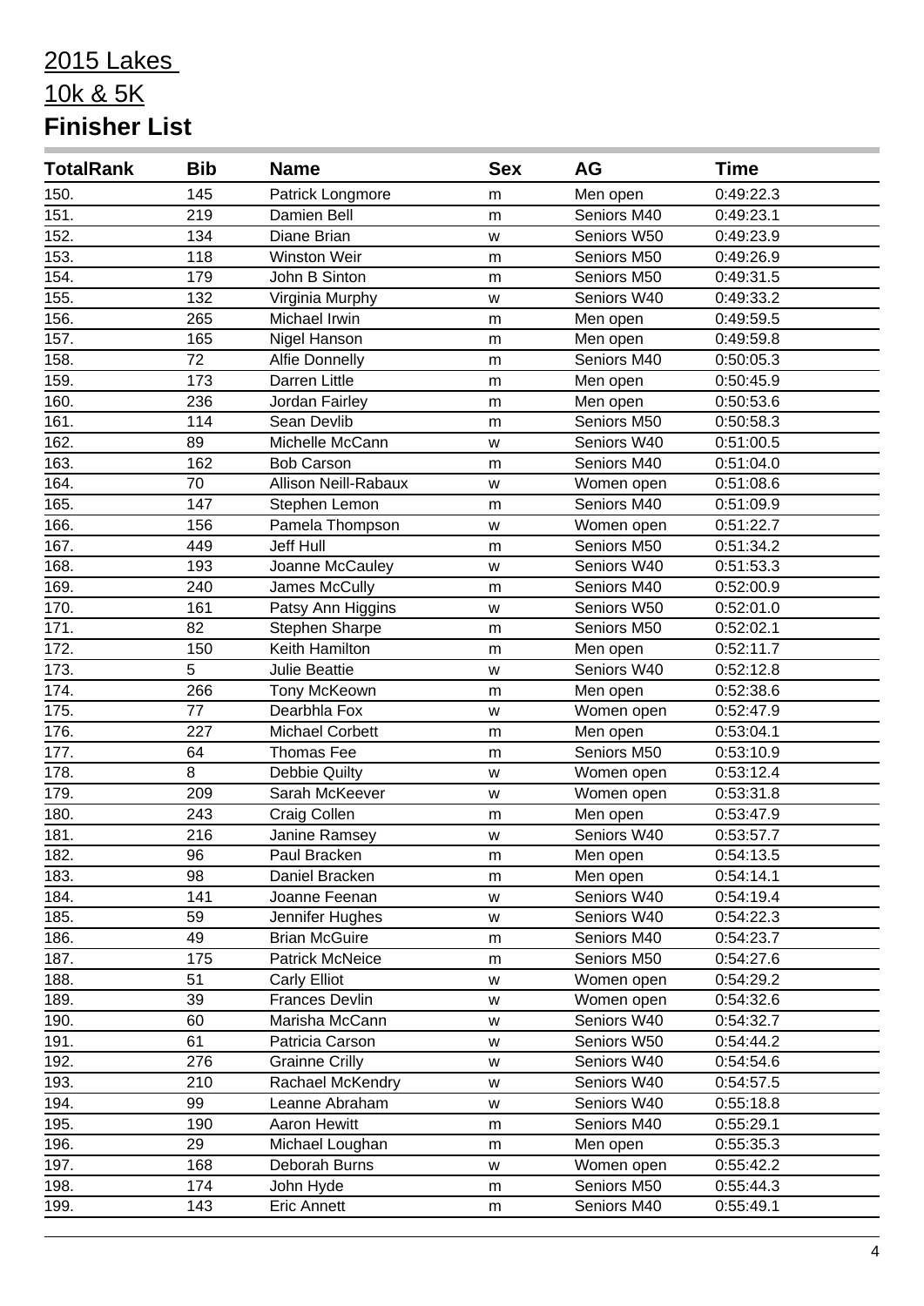# 2015 Lakes

# 10k & 5K

# Finisher List

| TotalRank | Bib | Name | Sex | AG | Time |
|---|---|---|---|---|---|
| 150. | 145 | Patrick Longmore | m | Men open | 0:49:22.3 |
| 151. | 219 | Damien Bell | m | Seniors M40 | 0:49:23.1 |
| 152. | 134 | Diane Brian | w | Seniors W50 | 0:49:23.9 |
| 153. | 118 | Winston Weir | m | Seniors M50 | 0:49:26.9 |
| 154. | 179 | John B Sinton | m | Seniors M50 | 0:49:31.5 |
| 155. | 132 | Virginia Murphy | w | Seniors W40 | 0:49:33.2 |
| 156. | 265 | Michael Irwin | m | Men open | 0:49:59.5 |
| 157. | 165 | Nigel Hanson | m | Men open | 0:49:59.8 |
| 158. | 72 | Alfie Donnelly | m | Seniors M40 | 0:50:05.3 |
| 159. | 173 | Darren Little | m | Men open | 0:50:45.9 |
| 160. | 236 | Jordan Fairley | m | Men open | 0:50:53.6 |
| 161. | 114 | Sean Devlib | m | Seniors M50 | 0:50:58.3 |
| 162. | 89 | Michelle McCann | w | Seniors W40 | 0:51:00.5 |
| 163. | 162 | Bob Carson | m | Seniors M40 | 0:51:04.0 |
| 164. | 70 | Allison Neill-Rabaux | w | Women open | 0:51:08.6 |
| 165. | 147 | Stephen Lemon | m | Seniors M40 | 0:51:09.9 |
| 166. | 156 | Pamela Thompson | w | Women open | 0:51:22.7 |
| 167. | 449 | Jeff Hull | m | Seniors M50 | 0:51:34.2 |
| 168. | 193 | Joanne McCauley | w | Seniors W40 | 0:51:53.3 |
| 169. | 240 | James McCully | m | Seniors M40 | 0:52:00.9 |
| 170. | 161 | Patsy Ann Higgins | w | Seniors W50 | 0:52:01.0 |
| 171. | 82 | Stephen Sharpe | m | Seniors M50 | 0:52:02.1 |
| 172. | 150 | Keith Hamilton | m | Men open | 0:52:11.7 |
| 173. | 5 | Julie Beattie | w | Seniors W40 | 0:52:12.8 |
| 174. | 266 | Tony McKeown | m | Men open | 0:52:38.6 |
| 175. | 77 | Dearbhla Fox | w | Women open | 0:52:47.9 |
| 176. | 227 | Michael Corbett | m | Men open | 0:53:04.1 |
| 177. | 64 | Thomas Fee | m | Seniors M50 | 0:53:10.9 |
| 178. | 8 | Debbie Quilty | w | Women open | 0:53:12.4 |
| 179. | 209 | Sarah McKeever | w | Women open | 0:53:31.8 |
| 180. | 243 | Craig Collen | m | Men open | 0:53:47.9 |
| 181. | 216 | Janine Ramsey | w | Seniors W40 | 0:53:57.7 |
| 182. | 96 | Paul Bracken | m | Men open | 0:54:13.5 |
| 183. | 98 | Daniel Bracken | m | Men open | 0:54:14.1 |
| 184. | 141 | Joanne Feenan | w | Seniors W40 | 0:54:19.4 |
| 185. | 59 | Jennifer Hughes | w | Seniors W40 | 0:54:22.3 |
| 186. | 49 | Brian McGuire | m | Seniors M40 | 0:54:23.7 |
| 187. | 175 | Patrick McNeice | m | Seniors M50 | 0:54:27.6 |
| 188. | 51 | Carly Elliot | w | Women open | 0:54:29.2 |
| 189. | 39 | Frances Devlin | w | Women open | 0:54:32.6 |
| 190. | 60 | Marisha McCann | w | Seniors W40 | 0:54:32.7 |
| 191. | 61 | Patricia Carson | w | Seniors W50 | 0:54:44.2 |
| 192. | 276 | Grainne Crilly | w | Seniors W40 | 0:54:54.6 |
| 193. | 210 | Rachael McKendry | w | Seniors W40 | 0:54:57.5 |
| 194. | 99 | Leanne Abraham | w | Seniors W40 | 0:55:18.8 |
| 195. | 190 | Aaron Hewitt | m | Seniors M40 | 0:55:29.1 |
| 196. | 29 | Michael Loughan | m | Men open | 0:55:35.3 |
| 197. | 168 | Deborah Burns | w | Women open | 0:55:42.2 |
| 198. | 174 | John Hyde | m | Seniors M50 | 0:55:44.3 |
| 199. | 143 | Eric Annett | m | Seniors M40 | 0:55:49.1 |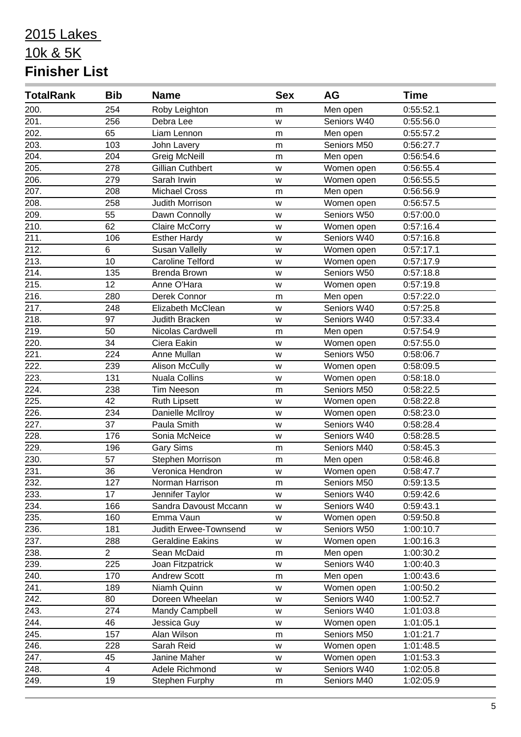# 2015 Lakes

# 10k & 5K

# Finisher List

| TotalRank | Bib | Name | Sex | AG | Time |
|---|---|---|---|---|---|
| 200. | 254 | Roby Leighton | m | Men open | 0:55:52.1 |
| 201. | 256 | Debra Lee | w | Seniors W40 | 0:55:56.0 |
| 202. | 65 | Liam Lennon | m | Men open | 0:55:57.2 |
| 203. | 103 | John Lavery | m | Seniors M50 | 0:56:27.7 |
| 204. | 204 | Greig McNeill | m | Men open | 0:56:54.6 |
| 205. | 278 | Gillian Cuthbert | w | Women open | 0:56:55.4 |
| 206. | 279 | Sarah Irwin | w | Women open | 0:56:55.5 |
| 207. | 208 | Michael Cross | m | Men open | 0:56:56.9 |
| 208. | 258 | Judith Morrison | w | Women open | 0:56:57.5 |
| 209. | 55 | Dawn Connolly | w | Seniors W50 | 0:57:00.0 |
| 210. | 62 | Claire McCorry | w | Women open | 0:57:16.4 |
| 211. | 106 | Esther Hardy | w | Seniors W40 | 0:57:16.8 |
| 212. | 6 | Susan Vallelly | w | Women open | 0:57:17.1 |
| 213. | 10 | Caroline Telford | w | Women open | 0:57:17.9 |
| 214. | 135 | Brenda Brown | w | Seniors W50 | 0:57:18.8 |
| 215. | 12 | Anne O'Hara | w | Women open | 0:57:19.8 |
| 216. | 280 | Derek Connor | m | Men open | 0:57:22.0 |
| 217. | 248 | Elizabeth McClean | w | Seniors W40 | 0:57:25.8 |
| 218. | 97 | Judith Bracken | w | Seniors W40 | 0:57:33.4 |
| 219. | 50 | Nicolas Cardwell | m | Men open | 0:57:54.9 |
| 220. | 34 | Ciera Eakin | w | Women open | 0:57:55.0 |
| 221. | 224 | Anne Mullan | w | Seniors W50 | 0:58:06.7 |
| 222. | 239 | Alison McCully | w | Women open | 0:58:09.5 |
| 223. | 131 | Nuala Collins | w | Women open | 0:58:18.0 |
| 224. | 238 | Tim Neeson | m | Seniors M50 | 0:58:22.5 |
| 225. | 42 | Ruth Lipsett | w | Women open | 0:58:22.8 |
| 226. | 234 | Danielle McIlroy | w | Women open | 0:58:23.0 |
| 227. | 37 | Paula Smith | w | Seniors W40 | 0:58:28.4 |
| 228. | 176 | Sonia McNeice | w | Seniors W40 | 0:58:28.5 |
| 229. | 196 | Gary Sims | m | Seniors M40 | 0:58:45.3 |
| 230. | 57 | Stephen Morrison | m | Men open | 0:58:46.8 |
| 231. | 36 | Veronica Hendron | w | Women open | 0:58:47.7 |
| 232. | 127 | Norman Harrison | m | Seniors M50 | 0:59:13.5 |
| 233. | 17 | Jennifer Taylor | w | Seniors W40 | 0:59:42.6 |
| 234. | 166 | Sandra Davoust Mccann | w | Seniors W40 | 0:59:43.1 |
| 235. | 160 | Emma Vaun | w | Women open | 0:59:50.8 |
| 236. | 181 | Judith Erwee-Townsend | w | Seniors W50 | 1:00:10.7 |
| 237. | 288 | Geraldine Eakins | w | Women open | 1:00:16.3 |
| 238. | 2 | Sean McDaid | m | Men open | 1:00:30.2 |
| 239. | 225 | Joan Fitzpatrick | w | Seniors W40 | 1:00:40.3 |
| 240. | 170 | Andrew Scott | m | Men open | 1:00:43.6 |
| 241. | 189 | Niamh Quinn | w | Women open | 1:00:50.2 |
| 242. | 80 | Doreen Wheelan | w | Seniors W40 | 1:00:52.7 |
| 243. | 274 | Mandy Campbell | w | Seniors W40 | 1:01:03.8 |
| 244. | 46 | Jessica Guy | w | Women open | 1:01:05.1 |
| 245. | 157 | Alan Wilson | m | Seniors M50 | 1:01:21.7 |
| 246. | 228 | Sarah Reid | w | Women open | 1:01:48.5 |
| 247. | 45 | Janine Maher | w | Women open | 1:01:53.3 |
| 248. | 4 | Adele Richmond | w | Seniors W40 | 1:02:05.8 |
| 249. | 19 | Stephen Furphy | m | Seniors M40 | 1:02:05.9 |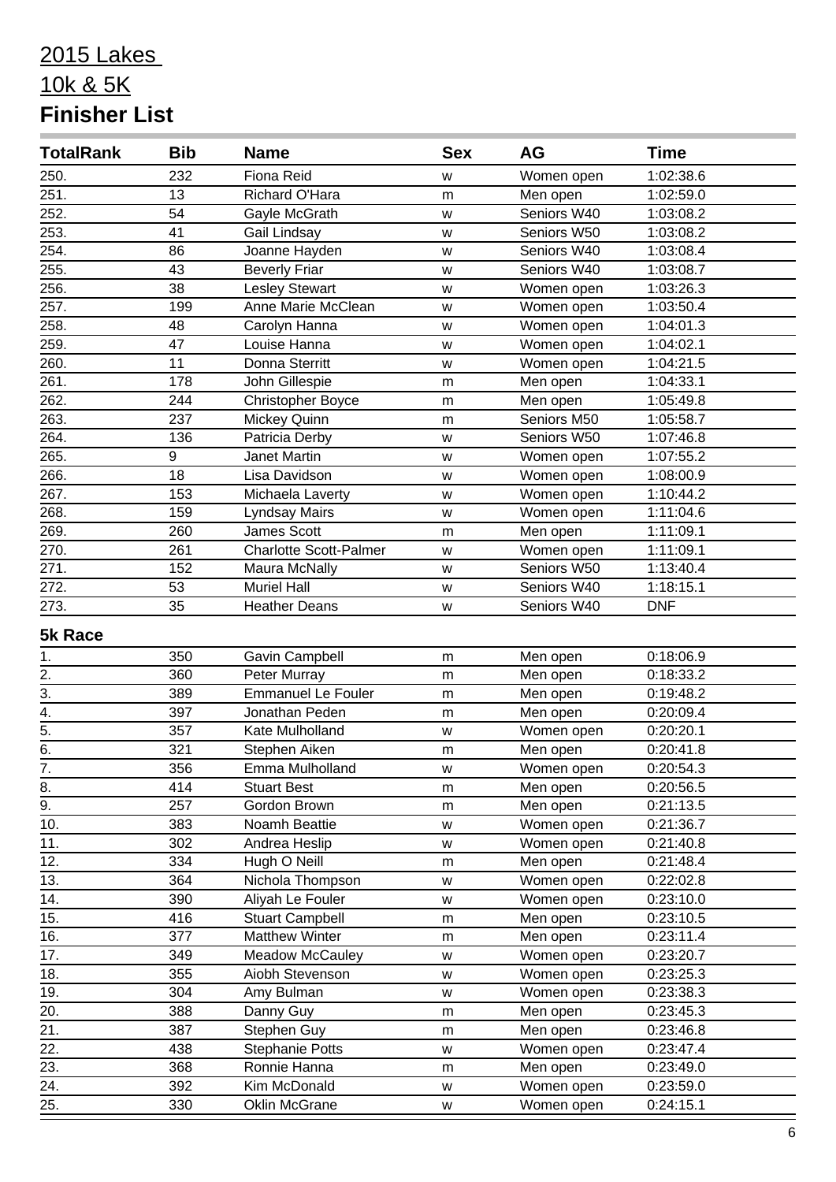# 2015 Lakes

# 10k & 5K

# Finisher List

| TotalRank | Bib | Name | Sex | AG | Time |
|---|---|---|---|---|---|
| 250. | 232 | Fiona Reid | w | Women open | 1:02:38.6 |
| 251. | 13 | Richard O'Hara | m | Men open | 1:02:59.0 |
| 252. | 54 | Gayle McGrath | w | Seniors W40 | 1:03:08.2 |
| 253. | 41 | Gail Lindsay | w | Seniors W50 | 1:03:08.2 |
| 254. | 86 | Joanne Hayden | w | Seniors W40 | 1:03:08.4 |
| 255. | 43 | Beverly Friar | w | Seniors W40 | 1:03:08.7 |
| 256. | 38 | Lesley Stewart | w | Women open | 1:03:26.3 |
| 257. | 199 | Anne Marie McClean | w | Women open | 1:03:50.4 |
| 258. | 48 | Carolyn Hanna | w | Women open | 1:04:01.3 |
| 259. | 47 | Louise Hanna | w | Women open | 1:04:02.1 |
| 260. | 11 | Donna Sterritt | w | Women open | 1:04:21.5 |
| 261. | 178 | John Gillespie | m | Men open | 1:04:33.1 |
| 262. | 244 | Christopher Boyce | m | Men open | 1:05:49.8 |
| 263. | 237 | Mickey Quinn | m | Seniors M50 | 1:05:58.7 |
| 264. | 136 | Patricia Derby | w | Seniors W50 | 1:07:46.8 |
| 265. | 9 | Janet Martin | w | Women open | 1:07:55.2 |
| 266. | 18 | Lisa Davidson | w | Women open | 1:08:00.9 |
| 267. | 153 | Michaela Laverty | w | Women open | 1:10:44.2 |
| 268. | 159 | Lyndsay Mairs | w | Women open | 1:11:04.6 |
| 269. | 260 | James Scott | m | Men open | 1:11:09.1 |
| 270. | 261 | Charlotte Scott-Palmer | w | Women open | 1:11:09.1 |
| 271. | 152 | Maura McNally | w | Seniors W50 | 1:13:40.4 |
| 272. | 53 | Muriel Hall | w | Seniors W40 | 1:18:15.1 |
| 273. | 35 | Heather Deans | w | Seniors W40 | DNF |

**5k Race**

| TotalRank | Bib | Name | Sex | AG | Time |
|---|---|---|---|---|---|
| 1. | 350 | Gavin Campbell | m | Men open | 0:18:06.9 |
| 2. | 360 | Peter Murray | m | Men open | 0:18:33.2 |
| 3. | 389 | Emmanuel Le Fouler | m | Men open | 0:19:48.2 |
| 4. | 397 | Jonathan Peden | m | Men open | 0:20:09.4 |
| 5. | 357 | Kate Mulholland | w | Women open | 0:20:20.1 |
| 6. | 321 | Stephen Aiken | m | Men open | 0:20:41.8 |
| 7. | 356 | Emma Mulholland | w | Women open | 0:20:54.3 |
| 8. | 414 | Stuart Best | m | Men open | 0:20:56.5 |
| 9. | 257 | Gordon Brown | m | Men open | 0:21:13.5 |
| 10. | 383 | Noamh Beattie | w | Women open | 0:21:36.7 |
| 11. | 302 | Andrea Heslip | w | Women open | 0:21:40.8 |
| 12. | 334 | Hugh O Neill | m | Men open | 0:21:48.4 |
| 13. | 364 | Nichola Thompson | w | Women open | 0:22:02.8 |
| 14. | 390 | Aliyah Le Fouler | w | Women open | 0:23:10.0 |
| 15. | 416 | Stuart Campbell | m | Men open | 0:23:10.5 |
| 16. | 377 | Matthew Winter | m | Men open | 0:23:11.4 |
| 17. | 349 | Meadow McCauley | w | Women open | 0:23:20.7 |
| 18. | 355 | Aiobh Stevenson | w | Women open | 0:23:25.3 |
| 19. | 304 | Amy Bulman | w | Women open | 0:23:38.3 |
| 20. | 388 | Danny Guy | m | Men open | 0:23:45.3 |
| 21. | 387 | Stephen Guy | m | Men open | 0:23:46.8 |
| 22. | 438 | Stephanie Potts | w | Women open | 0:23:47.4 |
| 23. | 368 | Ronnie Hanna | m | Men open | 0:23:49.0 |
| 24. | 392 | Kim McDonald | w | Women open | 0:23:59.0 |
| 25. | 330 | Oklin McGrane | w | Women open | 0:24:15.1 |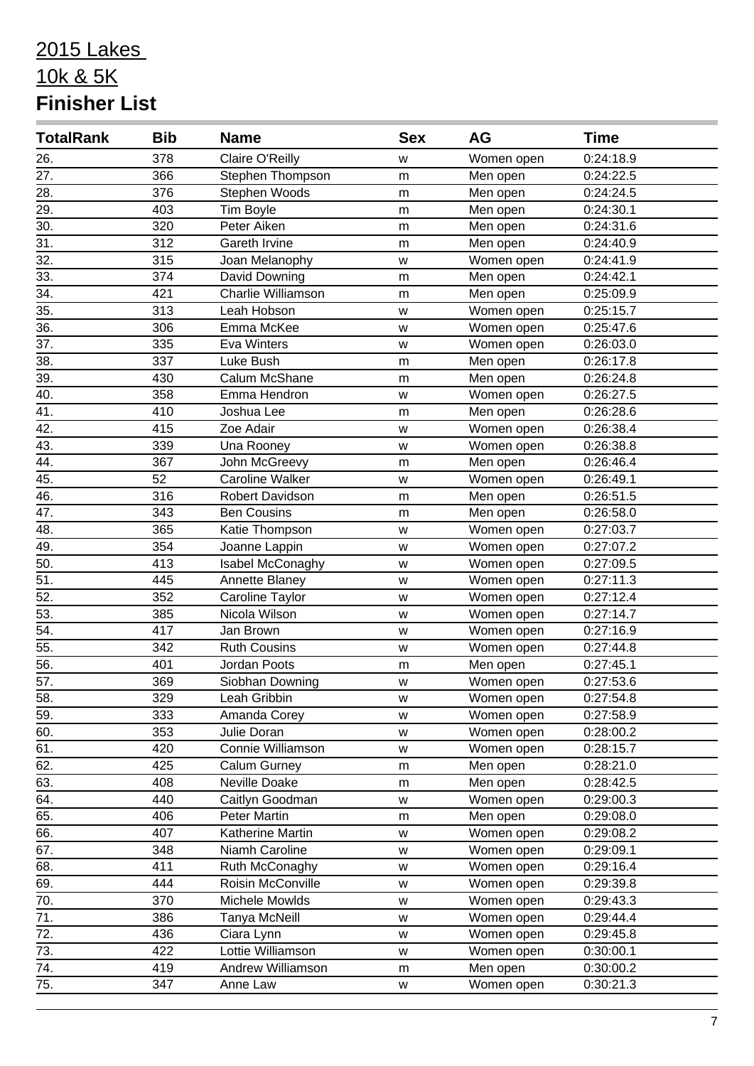# 2015 Lakes

# 10k & 5K

# Finisher List

| TotalRank | Bib | Name | Sex | AG | Time |
|---|---|---|---|---|---|
| 26. | 378 | Claire O'Reilly | w | Women open | 0:24:18.9 |
| 27. | 366 | Stephen Thompson | m | Men open | 0:24:22.5 |
| 28. | 376 | Stephen Woods | m | Men open | 0:24:24.5 |
| 29. | 403 | Tim Boyle | m | Men open | 0:24:30.1 |
| 30. | 320 | Peter Aiken | m | Men open | 0:24:31.6 |
| 31. | 312 | Gareth Irvine | m | Men open | 0:24:40.9 |
| 32. | 315 | Joan Melanophy | w | Women open | 0:24:41.9 |
| 33. | 374 | David Downing | m | Men open | 0:24:42.1 |
| 34. | 421 | Charlie Williamson | m | Men open | 0:25:09.9 |
| 35. | 313 | Leah Hobson | w | Women open | 0:25:15.7 |
| 36. | 306 | Emma McKee | w | Women open | 0:25:47.6 |
| 37. | 335 | Eva Winters | w | Women open | 0:26:03.0 |
| 38. | 337 | Luke Bush | m | Men open | 0:26:17.8 |
| 39. | 430 | Calum McShane | m | Men open | 0:26:24.8 |
| 40. | 358 | Emma Hendron | w | Women open | 0:26:27.5 |
| 41. | 410 | Joshua Lee | m | Men open | 0:26:28.6 |
| 42. | 415 | Zoe Adair | w | Women open | 0:26:38.4 |
| 43. | 339 | Una Rooney | w | Women open | 0:26:38.8 |
| 44. | 367 | John McGreevy | m | Men open | 0:26:46.4 |
| 45. | 52 | Caroline Walker | w | Women open | 0:26:49.1 |
| 46. | 316 | Robert Davidson | m | Men open | 0:26:51.5 |
| 47. | 343 | Ben Cousins | m | Men open | 0:26:58.0 |
| 48. | 365 | Katie Thompson | w | Women open | 0:27:03.7 |
| 49. | 354 | Joanne Lappin | w | Women open | 0:27:07.2 |
| 50. | 413 | Isabel McConaghy | w | Women open | 0:27:09.5 |
| 51. | 445 | Annette Blaney | w | Women open | 0:27:11.3 |
| 52. | 352 | Caroline Taylor | w | Women open | 0:27:12.4 |
| 53. | 385 | Nicola Wilson | w | Women open | 0:27:14.7 |
| 54. | 417 | Jan Brown | w | Women open | 0:27:16.9 |
| 55. | 342 | Ruth Cousins | w | Women open | 0:27:44.8 |
| 56. | 401 | Jordan Poots | m | Men open | 0:27:45.1 |
| 57. | 369 | Siobhan Downing | w | Women open | 0:27:53.6 |
| 58. | 329 | Leah Gribbin | w | Women open | 0:27:54.8 |
| 59. | 333 | Amanda Corey | w | Women open | 0:27:58.9 |
| 60. | 353 | Julie Doran | w | Women open | 0:28:00.2 |
| 61. | 420 | Connie Williamson | w | Women open | 0:28:15.7 |
| 62. | 425 | Calum Gurney | m | Men open | 0:28:21.0 |
| 63. | 408 | Neville Doake | m | Men open | 0:28:42.5 |
| 64. | 440 | Caitlyn Goodman | w | Women open | 0:29:00.3 |
| 65. | 406 | Peter Martin | m | Men open | 0:29:08.0 |
| 66. | 407 | Katherine Martin | w | Women open | 0:29:08.2 |
| 67. | 348 | Niamh Caroline | w | Women open | 0:29:09.1 |
| 68. | 411 | Ruth McConaghy | w | Women open | 0:29:16.4 |
| 69. | 444 | Roisin McConville | w | Women open | 0:29:39.8 |
| 70. | 370 | Michele Mowlds | w | Women open | 0:29:43.3 |
| 71. | 386 | Tanya McNeill | w | Women open | 0:29:44.4 |
| 72. | 436 | Ciara Lynn | w | Women open | 0:29:45.8 |
| 73. | 422 | Lottie Williamson | w | Women open | 0:30:00.1 |
| 74. | 419 | Andrew Williamson | m | Men open | 0:30:00.2 |
| 75. | 347 | Anne Law | w | Women open | 0:30:21.3 |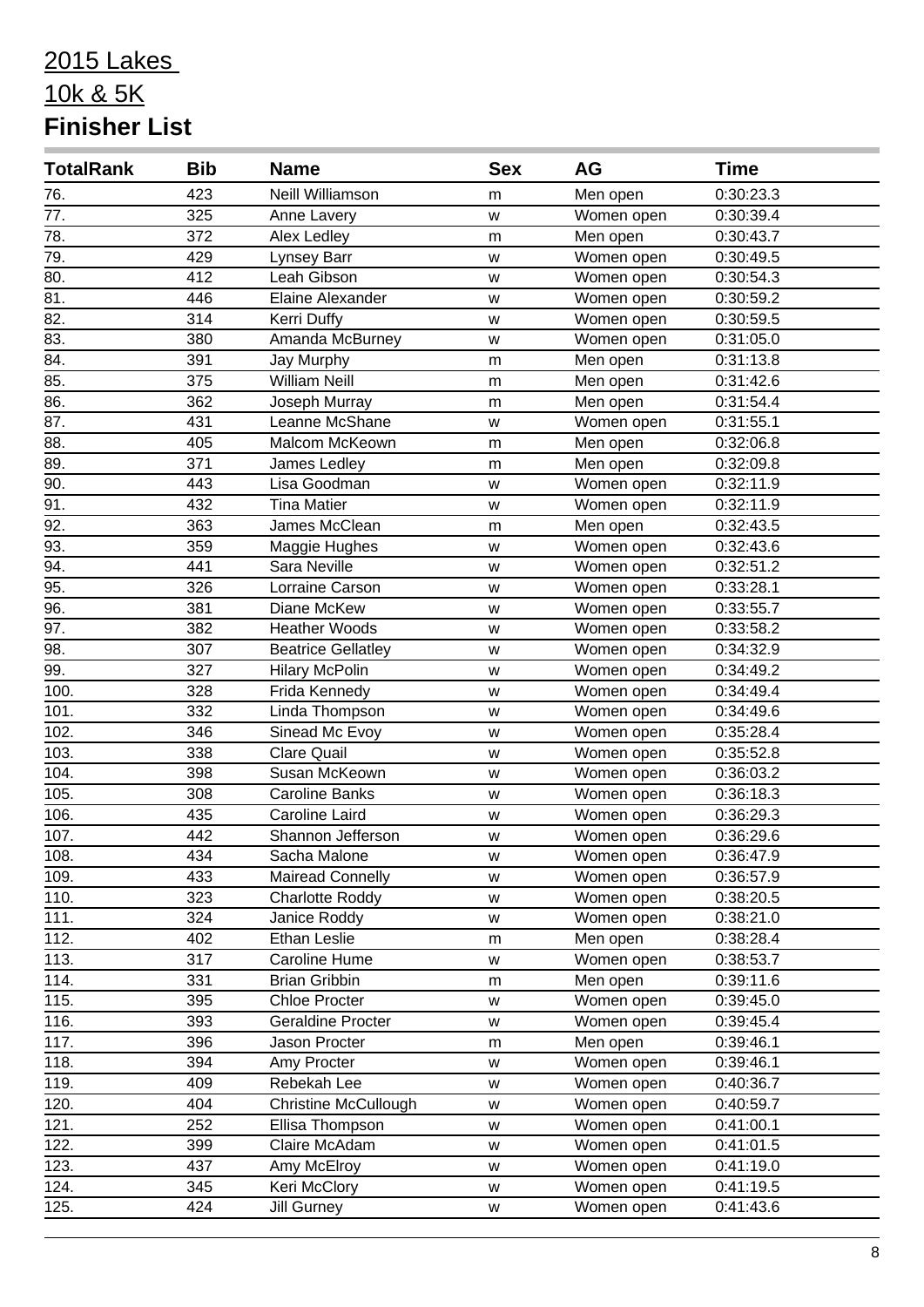# 2015 Lakes

# 10k & 5K

# Finisher List

| TotalRank | Bib | Name | Sex | AG | Time |
|---|---|---|---|---|---|
| 76. | 423 | Neill Williamson | m | Men open | 0:30:23.3 |
| 77. | 325 | Anne Lavery | w | Women open | 0:30:39.4 |
| 78. | 372 | Alex Ledley | m | Men open | 0:30:43.7 |
| 79. | 429 | Lynsey Barr | w | Women open | 0:30:49.5 |
| 80. | 412 | Leah Gibson | w | Women open | 0:30:54.3 |
| 81. | 446 | Elaine Alexander | w | Women open | 0:30:59.2 |
| 82. | 314 | Kerri Duffy | w | Women open | 0:30:59.5 |
| 83. | 380 | Amanda McBurney | w | Women open | 0:31:05.0 |
| 84. | 391 | Jay Murphy | m | Men open | 0:31:13.8 |
| 85. | 375 | William Neill | m | Men open | 0:31:42.6 |
| 86. | 362 | Joseph Murray | m | Men open | 0:31:54.4 |
| 87. | 431 | Leanne McShane | w | Women open | 0:31:55.1 |
| 88. | 405 | Malcom McKeown | m | Men open | 0:32:06.8 |
| 89. | 371 | James Ledley | m | Men open | 0:32:09.8 |
| 90. | 443 | Lisa Goodman | w | Women open | 0:32:11.9 |
| 91. | 432 | Tina Matier | w | Women open | 0:32:11.9 |
| 92. | 363 | James McClean | m | Men open | 0:32:43.5 |
| 93. | 359 | Maggie Hughes | w | Women open | 0:32:43.6 |
| 94. | 441 | Sara Neville | w | Women open | 0:32:51.2 |
| 95. | 326 | Lorraine Carson | w | Women open | 0:33:28.1 |
| 96. | 381 | Diane McKew | w | Women open | 0:33:55.7 |
| 97. | 382 | Heather Woods | w | Women open | 0:33:58.2 |
| 98. | 307 | Beatrice Gellatley | w | Women open | 0:34:32.9 |
| 99. | 327 | Hilary McPolin | w | Women open | 0:34:49.2 |
| 100. | 328 | Frida Kennedy | w | Women open | 0:34:49.4 |
| 101. | 332 | Linda Thompson | w | Women open | 0:34:49.6 |
| 102. | 346 | Sinead Mc Evoy | w | Women open | 0:35:28.4 |
| 103. | 338 | Clare Quail | w | Women open | 0:35:52.8 |
| 104. | 398 | Susan McKeown | w | Women open | 0:36:03.2 |
| 105. | 308 | Caroline Banks | w | Women open | 0:36:18.3 |
| 106. | 435 | Caroline Laird | w | Women open | 0:36:29.3 |
| 107. | 442 | Shannon Jefferson | w | Women open | 0:36:29.6 |
| 108. | 434 | Sacha Malone | w | Women open | 0:36:47.9 |
| 109. | 433 | Mairead Connelly | w | Women open | 0:36:57.9 |
| 110. | 323 | Charlotte Roddy | w | Women open | 0:38:20.5 |
| 111. | 324 | Janice Roddy | w | Women open | 0:38:21.0 |
| 112. | 402 | Ethan Leslie | m | Men open | 0:38:28.4 |
| 113. | 317 | Caroline Hume | w | Women open | 0:38:53.7 |
| 114. | 331 | Brian Gribbin | m | Men open | 0:39:11.6 |
| 115. | 395 | Chloe Procter | w | Women open | 0:39:45.0 |
| 116. | 393 | Geraldine Procter | w | Women open | 0:39:45.4 |
| 117. | 396 | Jason Procter | m | Men open | 0:39:46.1 |
| 118. | 394 | Amy Procter | w | Women open | 0:39:46.1 |
| 119. | 409 | Rebekah Lee | w | Women open | 0:40:36.7 |
| 120. | 404 | Christine McCullough | w | Women open | 0:40:59.7 |
| 121. | 252 | Ellisa Thompson | w | Women open | 0:41:00.1 |
| 122. | 399 | Claire McAdam | w | Women open | 0:41:01.5 |
| 123. | 437 | Amy McElroy | w | Women open | 0:41:19.0 |
| 124. | 345 | Keri McClory | w | Women open | 0:41:19.5 |
| 125. | 424 | Jill Gurney | w | Women open | 0:41:43.6 |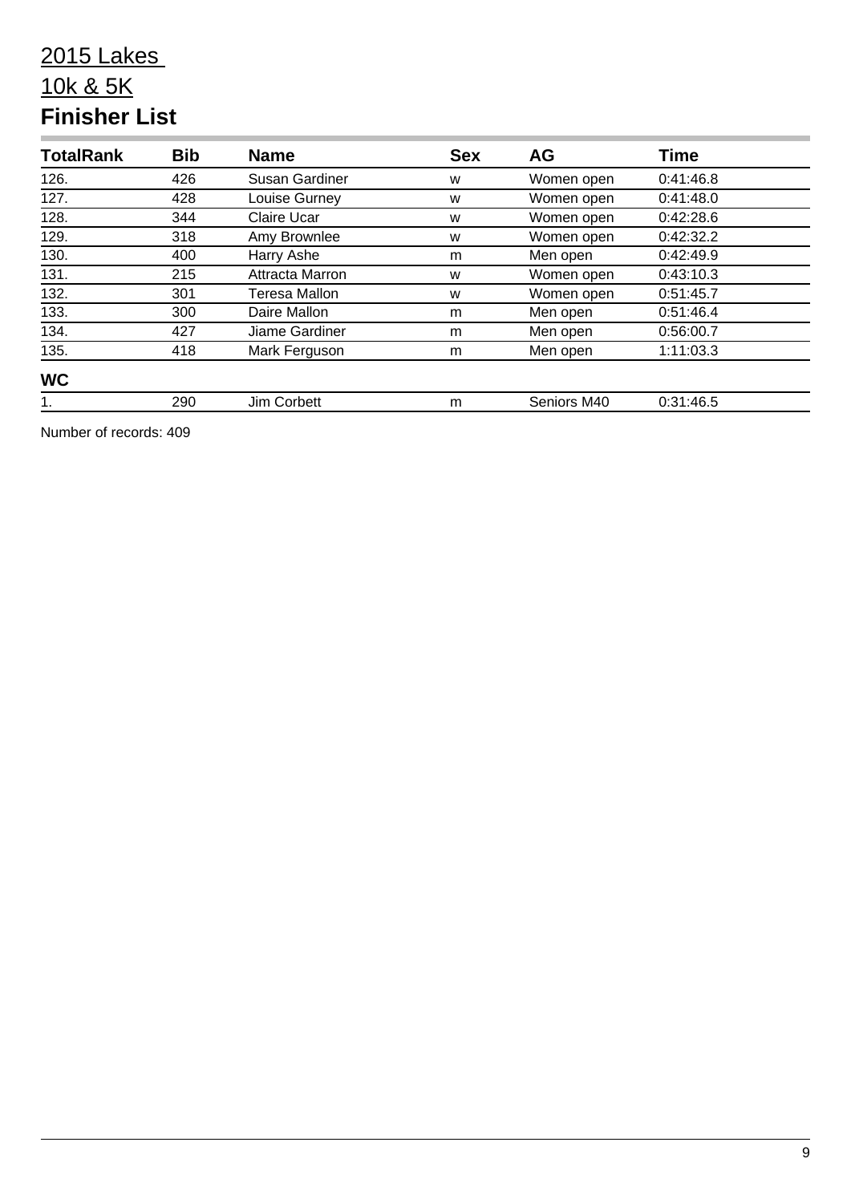2015 Lakes

10k & 5K

# Finisher List

| TotalRank | Bib | Name | Sex | AG | Time |
|---|---|---|---|---|---|
| 126. | 426 | Susan Gardiner | w | Women open | 0:41:46.8 |
| 127. | 428 | Louise Gurney | w | Women open | 0:41:48.0 |
| 128. | 344 | Claire Ucar | w | Women open | 0:42:28.6 |
| 129. | 318 | Amy Brownlee | w | Women open | 0:42:32.2 |
| 130. | 400 | Harry Ashe | m | Men open | 0:42:49.9 |
| 131. | 215 | Attracta Marron | w | Women open | 0:43:10.3 |
| 132. | 301 | Teresa Mallon | w | Women open | 0:51:45.7 |
| 133. | 300 | Daire Mallon | m | Men open | 0:51:46.4 |
| 134. | 427 | Jiame Gardiner | m | Men open | 0:56:00.7 |
| 135. | 418 | Mark Ferguson | m | Men open | 1:11:03.3 |
| **WC** | | | | | |
| 1. | 290 | Jim Corbett | m | Seniors M40 | 0:31:46.5 |

Number of records: 409